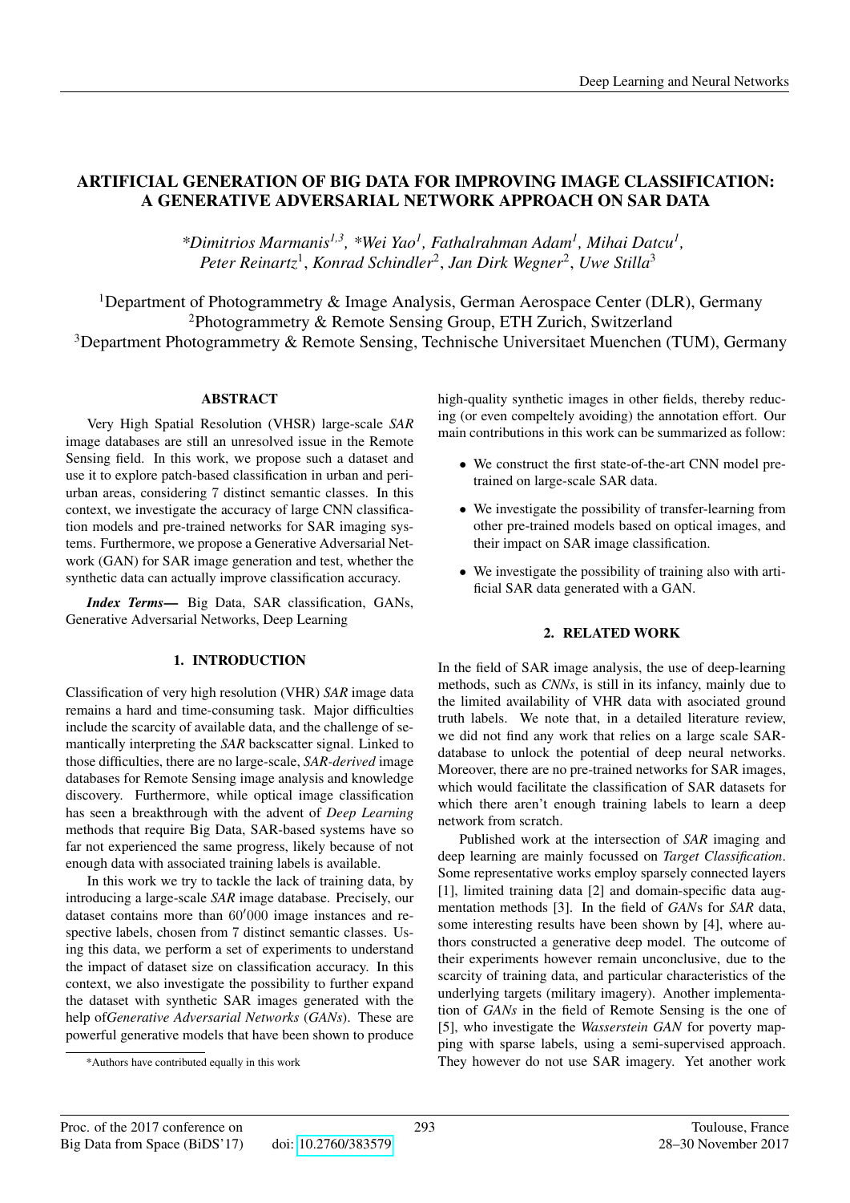# ARTIFICIAL GENERATION OF BIG DATA FOR IMPROVING IMAGE CLASSIFICATION: A GENERATIVE ADVERSARIAL NETWORK APPROACH ON SAR DATA

*\*Dimitrios Marmanis[1,3], \*Wei Yao[1], Fathalrahman Adam[1], Mihai Datcu[1], Peter Reinartz[1], Konrad Schindler[2], Jan Dirk Wegner[2], Uwe Stilla[3]*

[1]Department of Photogrammetry & Image Analysis, German Aerospace Center (DLR), Germany
[2]Photogrammetry & Remote Sensing Group, ETH Zurich, Switzerland
[3]Department Photogrammetry & Remote Sensing, Technische Universitaet Muenchen (TUM), Germany

## ABSTRACT

Very High Spatial Resolution (VHSR) large-scale *SAR* image databases are still an unresolved issue in the Remote Sensing field. In this work, we propose such a dataset and use it to explore patch-based classification in urban and periurban areas, considering 7 distinct semantic classes. In this context, we investigate the accuracy of large CNN classification models and pre-trained networks for SAR imaging systems. Furthermore, we propose a Generative Adversarial Network (GAN) for SAR image generation and test, whether the synthetic data can actually improve classification accuracy.

***Index Terms***— Big Data, SAR classification, GANs, Generative Adversarial Networks, Deep Learning

## 1. INTRODUCTION

Classification of very high resolution (VHR) *SAR* image data remains a hard and time-consuming task. Major difficulties include the scarcity of available data, and the challenge of semantically interpreting the *SAR* backscatter signal. Linked to those difficulties, there are no large-scale, *SAR-derived* image databases for Remote Sensing image analysis and knowledge discovery. Furthermore, while optical image classification has seen a breakthrough with the advent of *Deep Learning* methods that require Big Data, SAR-based systems have so far not experienced the same progress, likely because of not enough data with associated training labels is available.

In this work we try to tackle the lack of training data, by introducing a large-scale *SAR* image database. Precisely, our dataset contains more than $60'000$ image instances and respective labels, chosen from 7 distinct semantic classes. Using this data, we perform a set of experiments to understand the impact of dataset size on classification accuracy. In this context, we also investigate the possibility to further expand the dataset with synthetic SAR images generated with the help of*Generative Adversarial Networks* (*GANs*). These are powerful generative models that have been shown to produce high-quality synthetic images in other fields, thereby reducing (or even compeltely avoiding) the annotation effort. Our main contributions in this work can be summarized as follow:

- We construct the first state-of-the-art CNN model pretrained on large-scale SAR data.
- We investigate the possibility of transfer-learning from other pre-trained models based on optical images, and their impact on SAR image classification.
- We investigate the possibility of training also with artificial SAR data generated with a GAN.

\*Authors have contributed equally in this work

## 2. RELATED WORK

In the field of SAR image analysis, the use of deep-learning methods, such as *CNNs*, is still in its infancy, mainly due to the limited availability of VHR data with asociated ground truth labels. We note that, in a detailed literature review, we did not find any work that relies on a large scale SAR-database to unlock the potential of deep neural networks. Moreover, there are no pre-trained networks for SAR images, which would facilitate the classification of SAR datasets for which there aren't enough training labels to learn a deep network from scratch.

Published work at the intersection of *SAR* imaging and deep learning are mainly focussed on *Target Classification*. Some representative works employ sparsely connected layers [1], limited training data [2] and domain-specific data augmentation methods [3]. In the field of *GAN*s for *SAR* data, some interesting results have been shown by [4], where authors constructed a generative deep model. The outcome of their experiments however remain unconclusive, due to the scarcity of training data, and particular characteristics of the underlying targets (military imagery). Another implementation of *GANs* in the field of Remote Sensing is the one of [5], who investigate the *Wasserstein GAN* for poverty mapping with sparse labels, using a semi-supervised approach. They however do not use SAR imagery. Yet another work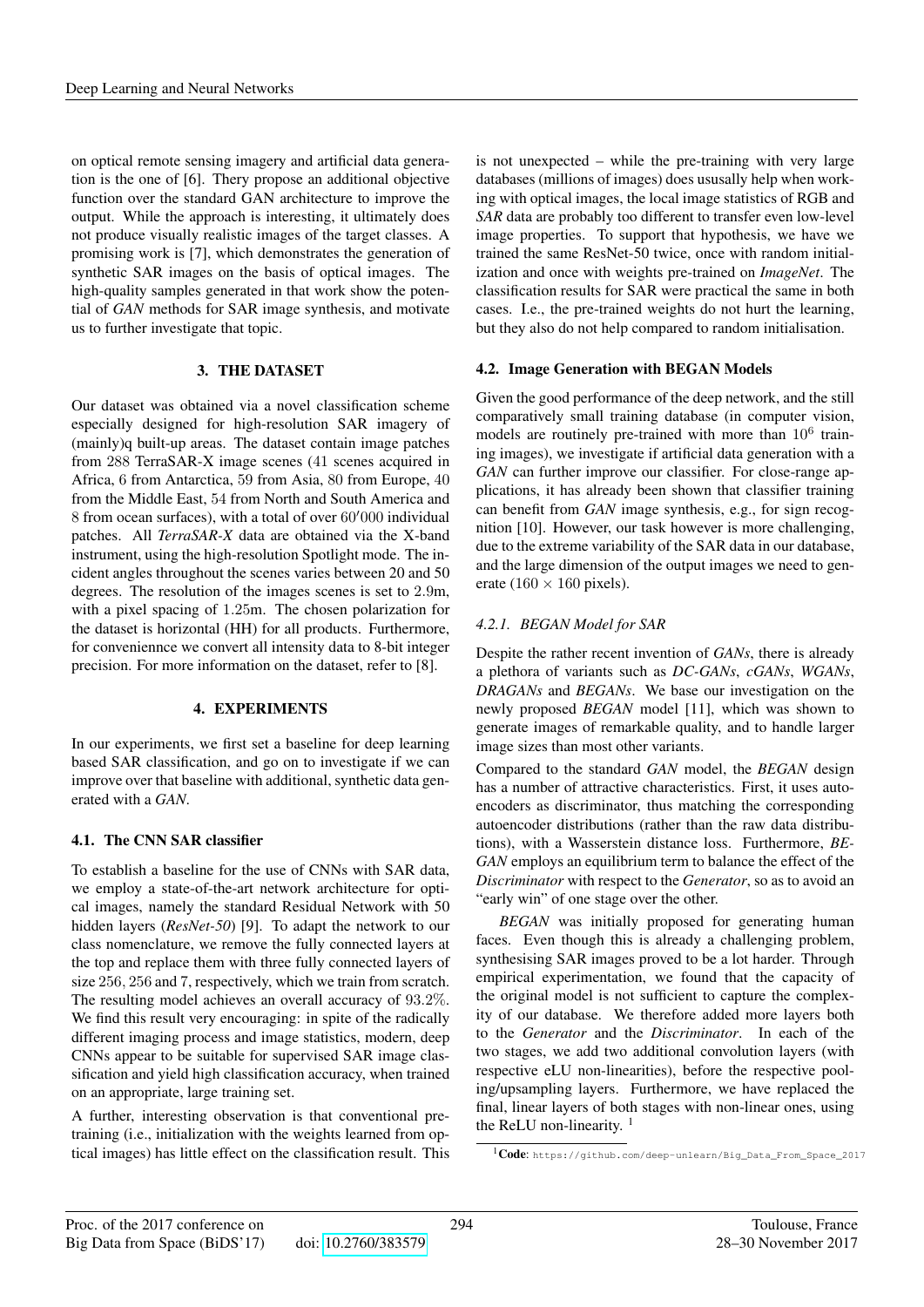on optical remote sensing imagery and artificial data generation is the one of [6]. Thery propose an additional objective function over the standard GAN architecture to improve the output. While the approach is interesting, it ultimately does not produce visually realistic images of the target classes. A promising work is [7], which demonstrates the generation of synthetic SAR images on the basis of optical images. The high-quality samples generated in that work show the potential of *GAN* methods for SAR image synthesis, and motivate us to further investigate that topic.

## 3. THE DATASET

Our dataset was obtained via a novel classification scheme especially designed for high-resolution SAR imagery of (mainly)q built-up areas. The dataset contain image patches from 288 TerraSAR-X image scenes (41 scenes acquired in Africa, 6 from Antarctica, 59 from Asia, 80 from Europe, 40 from the Middle East, 54 from North and South America and 8 from ocean surfaces), with a total of over 60′000 individual patches. All *TerraSAR-X* data are obtained via the X-band instrument, using the high-resolution Spotlight mode. The incident angles throughout the scenes varies between 20 and 50 degrees. The resolution of the images scenes is set to 2.9m, with a pixel spacing of 1.25m. The chosen polarization for the dataset is horizontal (HH) for all products. Furthermore, for conveniennce we convert all intensity data to 8-bit integer precision. For more information on the dataset, refer to [8].

## 4. EXPERIMENTS

In our experiments, we first set a baseline for deep learning based SAR classification, and go on to investigate if we can improve over that baseline with additional, synthetic data generated with a *GAN*.

### 4.1. The CNN SAR classifier

To establish a baseline for the use of CNNs with SAR data, we employ a state-of-the-art network architecture for optical images, namely the standard Residual Network with 50 hidden layers (*ResNet-50*) [9]. To adapt the network to our class nomenclature, we remove the fully connected layers at the top and replace them with three fully connected layers of size 256, 256 and 7, respectively, which we train from scratch. The resulting model achieves an overall accuracy of 93.2%. We find this result very encouraging: in spite of the radically different imaging process and image statistics, modern, deep CNNs appear to be suitable for supervised SAR image classification and yield high classification accuracy, when trained on an appropriate, large training set.

A further, interesting observation is that conventional pre-training (i.e., initialization with the weights learned from optical images) has little effect on the classification result. This is not unexpected – while the pre-training with very large databases (millions of images) does ususally help when working with optical images, the local image statistics of RGB and *SAR* data are probably too different to transfer even low-level image properties. To support that hypothesis, we have we trained the same ResNet-50 twice, once with random initialization and once with weights pre-trained on *ImageNet*. The classification results for SAR were practical the same in both cases. I.e., the pre-trained weights do not hurt the learning, but they also do not help compared to random initialisation.

### 4.2. Image Generation with BEGAN Models

Given the good performance of the deep network, and the still comparatively small training database (in computer vision, models are routinely pre-trained with more than $10^6$ training images), we investigate if artificial data generation with a *GAN* can further improve our classifier. For close-range applications, it has already been shown that classifier training can benefit from *GAN* image synthesis, e.g., for sign recognition [10]. However, our task however is more challenging, due to the extreme variability of the SAR data in our database, and the large dimension of the output images we need to generate ($160 \times 160$ pixels).

#### *4.2.1. BEGAN Model for SAR*

Despite the rather recent invention of *GANs*, there is already a plethora of variants such as *DC-GANs*, *cGANs*, *WGANs*, *DRAGANs* and *BEGANs*. We base our investigation on the newly proposed *BEGAN* model [11], which was shown to generate images of remarkable quality, and to handle larger image sizes than most other variants.

Compared to the standard *GAN* model, the *BEGAN* design has a number of attractive characteristics. First, it uses autoencoders as discriminator, thus matching the corresponding autoencoder distributions (rather than the raw data distributions), with a Wasserstein distance loss. Furthermore, *BEGAN* employs an equilibrium term to balance the effect of the *Discriminator* with respect to the *Generator*, so as to avoid an "early win" of one stage over the other.

*BEGAN* was initially proposed for generating human faces. Even though this is already a challenging problem, synthesising SAR images proved to be a lot harder. Through empirical experimentation, we found that the capacity of the original model is not sufficient to capture the complexity of our database. We therefore added more layers both to the *Generator* and the *Discriminator*. In each of the two stages, we add two additional convolution layers (with respective eLU non-linearities), before the respective pooling/upsampling layers. Furthermore, we have replaced the final, linear layers of both stages with non-linear ones, using the ReLU non-linearity. [1]

[1] **Code**: `https://github.com/deep-unlearn/Big_Data_From_Space_2017`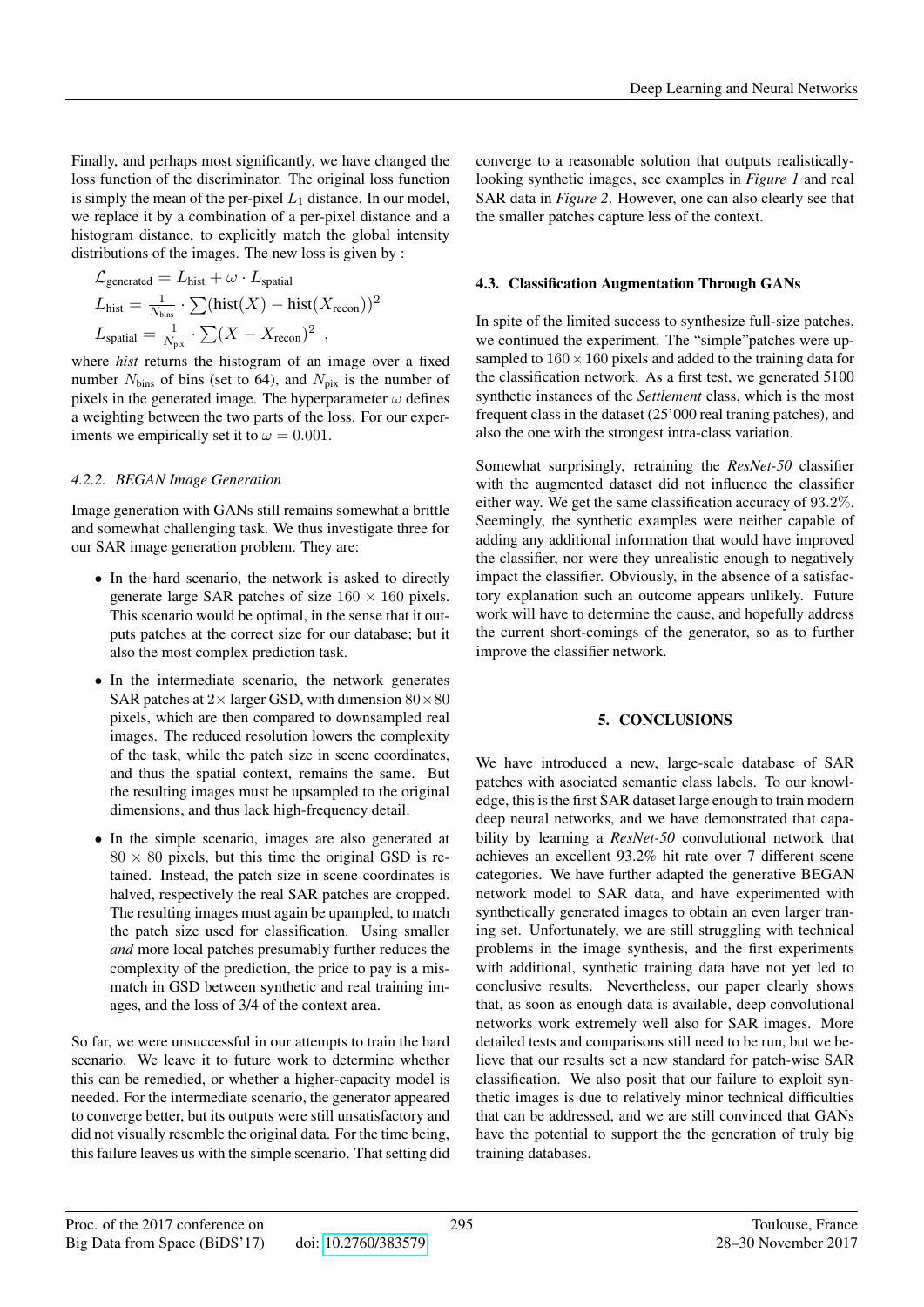Finally, and perhaps most significantly, we have changed the loss function of the discriminator. The original loss function is simply the mean of the per-pixel $L_1$ distance. In our model, we replace it by a combination of a per-pixel distance and a histogram distance, to explicitly match the global intensity distributions of the images. The new loss is given by :

$$\mathcal{L}_{\text{generated}} = L_{\text{hist}} + \omega \cdot L_{\text{spatial}}$$
$$L_{\text{hist}} = \frac{1}{N_{\text{bins}}} \cdot \sum (\text{hist}(X) - \text{hist}(X_{\text{recon}}))^2$$
$$L_{\text{spatial}} = \frac{1}{N_{\text{pix}}} \cdot \sum (X - X_{\text{recon}})^2 \ ,$$

where *hist* returns the histogram of an image over a fixed number $N_{\text{bins}}$ of bins (set to 64), and $N_{\text{pix}}$ is the number of pixels in the generated image. The hyperparameter $\omega$ defines a weighting between the two parts of the loss. For our experiments we empirically set it to $\omega = 0.001$.

#### *4.2.2. BEGAN Image Generation*

Image generation with GANs still remains somewhat a brittle and somewhat challenging task. We thus investigate three for our SAR image generation problem. They are:

- In the hard scenario, the network is asked to directly generate large SAR patches of size $160 \times 160$ pixels. This scenario would be optimal, in the sense that it outputs patches at the correct size for our database; but it also the most complex prediction task.
- In the intermediate scenario, the network generates SAR patches at $2\times$ larger GSD, with dimension $80 \times 80$ pixels, which are then compared to downsampled real images. The reduced resolution lowers the complexity of the task, while the patch size in scene coordinates, and thus the spatial context, remains the same. But the resulting images must be upsampled to the original dimensions, and thus lack high-frequency detail.
- In the simple scenario, images are also generated at $80 \times 80$ pixels, but this time the original GSD is retained. Instead, the patch size in scene coordinates is halved, respectively the real SAR patches are cropped. The resulting images must again be upampled, to match the patch size used for classification. Using smaller *and* more local patches presumably further reduces the complexity of the prediction, the price to pay is a mismatch in GSD between synthetic and real training images, and the loss of 3/4 of the context area.

So far, we were unsuccessful in our attempts to train the hard scenario. We leave it to future work to determine whether this can be remedied, or whether a higher-capacity model is needed. For the intermediate scenario, the generator appeared to converge better, but its outputs were still unsatisfactory and did not visually resemble the original data. For the time being, this failure leaves us with the simple scenario. That setting did converge to a reasonable solution that outputs realistically-looking synthetic images, see examples in *Figure 1* and real SAR data in *Figure 2*. However, one can also clearly see that the smaller patches capture less of the context.

### 4.3. Classification Augmentation Through GANs

In spite of the limited success to synthesize full-size patches, we continued the experiment. The "simple"patches were upsampled to $160 \times 160$ pixels and added to the training data for the classification network. As a first test, we generated 5100 synthetic instances of the *Settlement* class, which is the most frequent class in the dataset (25'000 real traning patches), and also the one with the strongest intra-class variation.

Somewhat surprisingly, retraining the *ResNet-50* classifier with the augmented dataset did not influence the classifier either way. We get the same classification accuracy of $93.2\%$. Seemingly, the synthetic examples were neither capable of adding any additional information that would have improved the classifier, nor were they unrealistic enough to negatively impact the classifier. Obviously, in the absence of a satisfactory explanation such an outcome appears unlikely. Future work will have to determine the cause, and hopefully address the current short-comings of the generator, so as to further improve the classifier network.

## 5. CONCLUSIONS

We have introduced a new, large-scale database of SAR patches with asociated semantic class labels. To our knowledge, this is the first SAR dataset large enough to train modern deep neural networks, and we have demonstrated that capability by learning a *ResNet-50* convolutional network that achieves an excellent 93.2% hit rate over 7 different scene categories. We have further adapted the generative BEGAN network model to SAR data, and have experimented with synthetically generated images to obtain an even larger traning set. Unfortunately, we are still struggling with technical problems in the image synthesis, and the first experiments with additional, synthetic training data have not yet led to conclusive results. Nevertheless, our paper clearly shows that, as soon as enough data is available, deep convolutional networks work extremely well also for SAR images. More detailed tests and comparisons still need to be run, but we believe that our results set a new standard for patch-wise SAR classification. We also posit that our failure to exploit synthetic images is due to relatively minor technical difficulties that can be addressed, and we are still convinced that GANs have the potential to support the the generation of truly big training databases.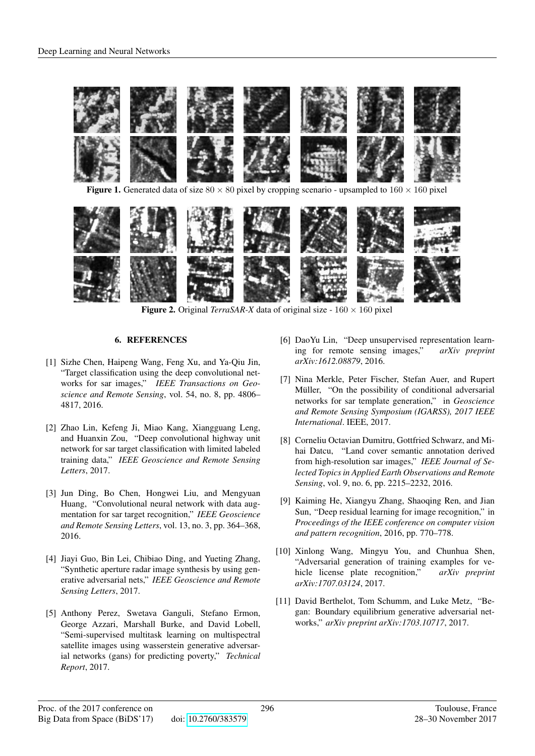**Figure 1.** Generated data of size $80 \times 80$ pixel by cropping scenario - upsampled to $160 \times 160$ pixel

**Figure 2.** Original *TerraSAR-X* data of original size - $160 \times 160$ pixel

## 6. REFERENCES

[1] Sizhe Chen, Haipeng Wang, Feng Xu, and Ya-Qiu Jin, "Target classification using the deep convolutional networks for sar images," *IEEE Transactions on Geoscience and Remote Sensing*, vol. 54, no. 8, pp. 4806–4817, 2016.

[2] Zhao Lin, Kefeng Ji, Miao Kang, Xiangguang Leng, and Huanxin Zou, "Deep convolutional highway unit network for sar target classification with limited labeled training data," *IEEE Geoscience and Remote Sensing Letters*, 2017.

[3] Jun Ding, Bo Chen, Hongwei Liu, and Mengyuan Huang, "Convolutional neural network with data augmentation for sar target recognition," *IEEE Geoscience and Remote Sensing Letters*, vol. 13, no. 3, pp. 364–368, 2016.

[4] Jiayi Guo, Bin Lei, Chibiao Ding, and Yueting Zhang, "Synthetic aperture radar image synthesis by using generative adversarial nets," *IEEE Geoscience and Remote Sensing Letters*, 2017.

[5] Anthony Perez, Swetava Ganguli, Stefano Ermon, George Azzari, Marshall Burke, and David Lobell, "Semi-supervised multitask learning on multispectral satellite images using wasserstein generative adversarial networks (gans) for predicting poverty," *Technical Report*, 2017.

[6] DaoYu Lin, "Deep unsupervised representation learning for remote sensing images," *arXiv preprint arXiv:1612.08879*, 2016.

[7] Nina Merkle, Peter Fischer, Stefan Auer, and Rupert Müller, "On the possibility of conditional adversarial networks for sar template generation," in *Geoscience and Remote Sensing Symposium (IGARSS), 2017 IEEE International*. IEEE, 2017.

[8] Corneliu Octavian Dumitru, Gottfried Schwarz, and Mihai Datcu, "Land cover semantic annotation derived from high-resolution sar images," *IEEE Journal of Selected Topics in Applied Earth Observations and Remote Sensing*, vol. 9, no. 6, pp. 2215–2232, 2016.

[9] Kaiming He, Xiangyu Zhang, Shaoqing Ren, and Jian Sun, "Deep residual learning for image recognition," in *Proceedings of the IEEE conference on computer vision and pattern recognition*, 2016, pp. 770–778.

[10] Xinlong Wang, Mingyu You, and Chunhua Shen, "Adversarial generation of training examples for vehicle license plate recognition," *arXiv preprint arXiv:1707.03124*, 2017.

[11] David Berthelot, Tom Schumm, and Luke Metz, "Began: Boundary equilibrium generative adversarial networks," *arXiv preprint arXiv:1703.10717*, 2017.